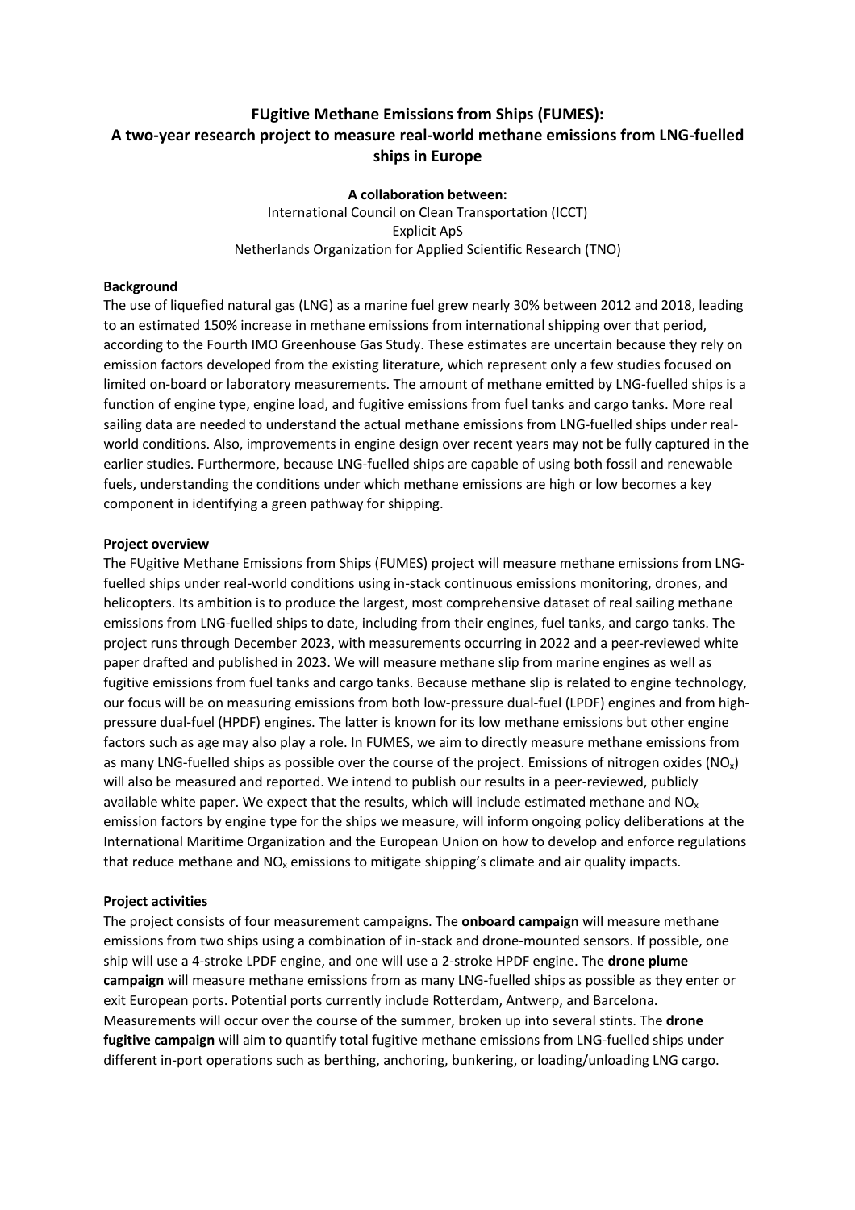# FUgitive Methane Emissions from Ships (FUMES): A two-year research project to measure real-world methane emissions from LNG-fuelled ships in Europe

**A collaboration between:**

International Council on Clean Transportation (ICCT)
Explicit ApS
Netherlands Organization for Applied Scientific Research (TNO)

**Background**

The use of liquefied natural gas (LNG) as a marine fuel grew nearly 30% between 2012 and 2018, leading to an estimated 150% increase in methane emissions from international shipping over that period, according to the Fourth IMO Greenhouse Gas Study. These estimates are uncertain because they rely on emission factors developed from the existing literature, which represent only a few studies focused on limited on-board or laboratory measurements. The amount of methane emitted by LNG-fuelled ships is a function of engine type, engine load, and fugitive emissions from fuel tanks and cargo tanks. More real sailing data are needed to understand the actual methane emissions from LNG-fuelled ships under real-world conditions. Also, improvements in engine design over recent years may not be fully captured in the earlier studies. Furthermore, because LNG-fuelled ships are capable of using both fossil and renewable fuels, understanding the conditions under which methane emissions are high or low becomes a key component in identifying a green pathway for shipping.

**Project overview**

The FUgitive Methane Emissions from Ships (FUMES) project will measure methane emissions from LNG-fuelled ships under real-world conditions using in-stack continuous emissions monitoring, drones, and helicopters. Its ambition is to produce the largest, most comprehensive dataset of real sailing methane emissions from LNG-fuelled ships to date, including from their engines, fuel tanks, and cargo tanks. The project runs through December 2023, with measurements occurring in 2022 and a peer-reviewed white paper drafted and published in 2023. We will measure methane slip from marine engines as well as fugitive emissions from fuel tanks and cargo tanks. Because methane slip is related to engine technology, our focus will be on measuring emissions from both low-pressure dual-fuel (LPDF) engines and from high-pressure dual-fuel (HPDF) engines. The latter is known for its low methane emissions but other engine factors such as age may also play a role. In FUMES, we aim to directly measure methane emissions from as many LNG-fuelled ships as possible over the course of the project. Emissions of nitrogen oxides ($NO_x$) will also be measured and reported. We intend to publish our results in a peer-reviewed, publicly available white paper. We expect that the results, which will include estimated methane and $NO_x$ emission factors by engine type for the ships we measure, will inform ongoing policy deliberations at the International Maritime Organization and the European Union on how to develop and enforce regulations that reduce methane and $NO_x$ emissions to mitigate shipping's climate and air quality impacts.

**Project activities**

The project consists of four measurement campaigns. The **onboard campaign** will measure methane emissions from two ships using a combination of in-stack and drone-mounted sensors. If possible, one ship will use a 4-stroke LPDF engine, and one will use a 2-stroke HPDF engine. The **drone plume campaign** will measure methane emissions from as many LNG-fuelled ships as possible as they enter or exit European ports. Potential ports currently include Rotterdam, Antwerp, and Barcelona. Measurements will occur over the course of the summer, broken up into several stints. The **drone fugitive campaign** will aim to quantify total fugitive methane emissions from LNG-fuelled ships under different in-port operations such as berthing, anchoring, bunkering, or loading/unloading LNG cargo.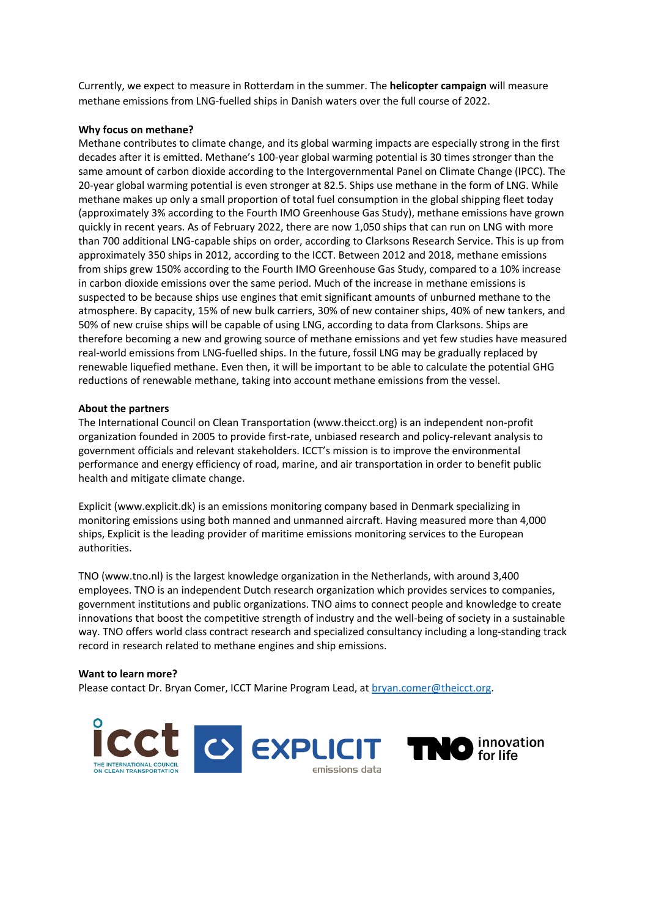Currently, we expect to measure in Rotterdam in the summer. The **helicopter campaign** will measure methane emissions from LNG-fuelled ships in Danish waters over the full course of 2022.

**Why focus on methane?**

Methane contributes to climate change, and its global warming impacts are especially strong in the first decades after it is emitted. Methane's 100-year global warming potential is 30 times stronger than the same amount of carbon dioxide according to the Intergovernmental Panel on Climate Change (IPCC). The 20-year global warming potential is even stronger at 82.5. Ships use methane in the form of LNG. While methane makes up only a small proportion of total fuel consumption in the global shipping fleet today (approximately 3% according to the Fourth IMO Greenhouse Gas Study), methane emissions have grown quickly in recent years. As of February 2022, there are now 1,050 ships that can run on LNG with more than 700 additional LNG-capable ships on order, according to Clarksons Research Service. This is up from approximately 350 ships in 2012, according to the ICCT. Between 2012 and 2018, methane emissions from ships grew 150% according to the Fourth IMO Greenhouse Gas Study, compared to a 10% increase in carbon dioxide emissions over the same period. Much of the increase in methane emissions is suspected to be because ships use engines that emit significant amounts of unburned methane to the atmosphere. By capacity, 15% of new bulk carriers, 30% of new container ships, 40% of new tankers, and 50% of new cruise ships will be capable of using LNG, according to data from Clarksons. Ships are therefore becoming a new and growing source of methane emissions and yet few studies have measured real-world emissions from LNG-fuelled ships. In the future, fossil LNG may be gradually replaced by renewable liquefied methane. Even then, it will be important to be able to calculate the potential GHG reductions of renewable methane, taking into account methane emissions from the vessel.

**About the partners**

The International Council on Clean Transportation (www.theicct.org) is an independent non-profit organization founded in 2005 to provide first-rate, unbiased research and policy-relevant analysis to government officials and relevant stakeholders. ICCT's mission is to improve the environmental performance and energy efficiency of road, marine, and air transportation in order to benefit public health and mitigate climate change.

Explicit (www.explicit.dk) is an emissions monitoring company based in Denmark specializing in monitoring emissions using both manned and unmanned aircraft. Having measured more than 4,000 ships, Explicit is the leading provider of maritime emissions monitoring services to the European authorities.

TNO (www.tno.nl) is the largest knowledge organization in the Netherlands, with around 3,400 employees. TNO is an independent Dutch research organization which provides services to companies, government institutions and public organizations. TNO aims to connect people and knowledge to create innovations that boost the competitive strength of industry and the well-being of society in a sustainable way. TNO offers world class contract research and specialized consultancy including a long-standing track record in research related to methane engines and ship emissions.

**Want to learn more?**

Please contact Dr. Bryan Comer, ICCT Marine Program Lead, at [bryan.comer@theicct.org](mailto:bryan.comer@theicct.org).

icct THE INTERNATIONAL COUNCIL ON CLEAN TRANSPORTATION

EXPLICIT emissions data

TNO innovation for life